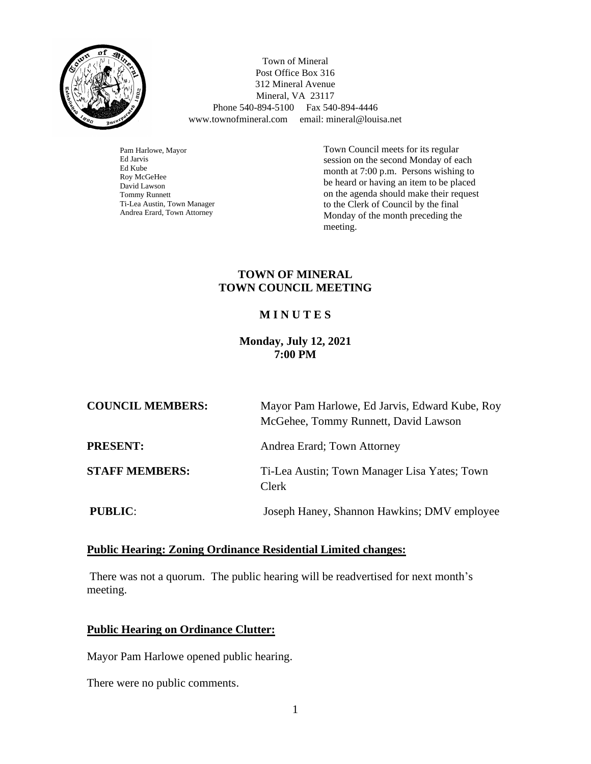Town of Mineral
Post Office Box 316
312 Mineral Avenue
Mineral, VA 23117
Phone 540-894-5100 Fax 540-894-4446
www.townofmineral.com email: mineral@louisa.net

Pam Harlowe, Mayor
Ed Jarvis
Ed Kube
Roy McGeHee
David Lawson
Tommy Runnett
Ti-Lea Austin, Town Manager
Andrea Erard, Town Attorney

Town Council meets for its regular session on the second Monday of each month at 7:00 p.m. Persons wishing to be heard or having an item to be placed on the agenda should make their request to the Clerk of Council by the final Monday of the month preceding the meeting.

# TOWN OF MINERAL
# TOWN COUNCIL MEETING

## M I N U T E S

**Monday, July 12, 2021**
**7:00 PM**

| | |
|---|---|
| **COUNCIL MEMBERS:** | Mayor Pam Harlowe, Ed Jarvis, Edward Kube, Roy McGehee, Tommy Runnett, David Lawson |
| **PRESENT:** | Andrea Erard; Town Attorney |
| **STAFF MEMBERS:** | Ti-Lea Austin; Town Manager Lisa Yates; Town Clerk |
| **PUBLIC:** | Joseph Haney, Shannon Hawkins; DMV employee |

**Public Hearing: Zoning Ordinance Residential Limited changes:**

There was not a quorum. The public hearing will be readvertised for next month's meeting.

**Public Hearing on Ordinance Clutter:**

Mayor Pam Harlowe opened public hearing.

There were no public comments.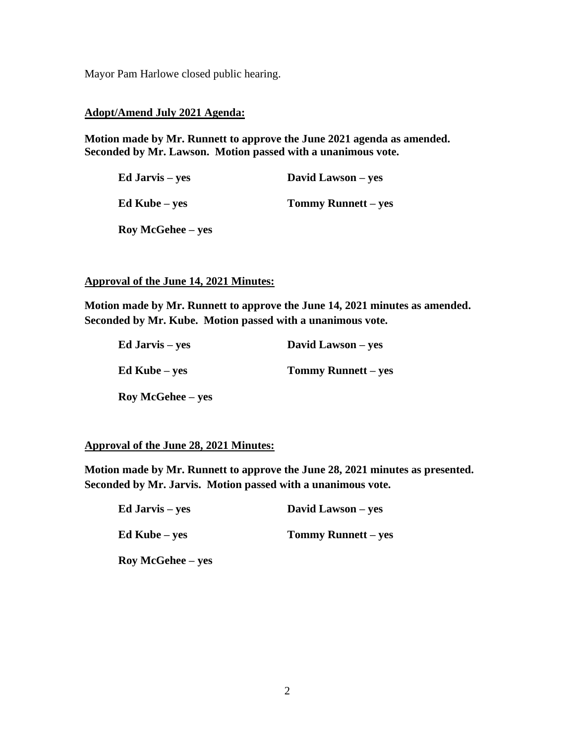Mayor Pam Harlowe closed public hearing.

**Adopt/Amend July 2021 Agenda:**

**Motion made by Mr. Runnett to approve the June 2021 agenda as amended. Seconded by Mr. Lawson. Motion passed with a unanimous vote.**

**Ed Jarvis – yes**

**David Lawson – yes**

**Ed Kube – yes**

**Tommy Runnett – yes**

**Roy McGehee – yes**

**Approval of the June 14, 2021 Minutes:**

**Motion made by Mr. Runnett to approve the June 14, 2021 minutes as amended. Seconded by Mr. Kube. Motion passed with a unanimous vote.**

**Ed Jarvis – yes**

**David Lawson – yes**

**Ed Kube – yes**

**Tommy Runnett – yes**

**Roy McGehee – yes**

**Approval of the June 28, 2021 Minutes:**

**Motion made by Mr. Runnett to approve the June 28, 2021 minutes as presented. Seconded by Mr. Jarvis. Motion passed with a unanimous vote.**

**Ed Jarvis – yes**

**David Lawson – yes**

**Ed Kube – yes**

**Tommy Runnett – yes**

**Roy McGehee – yes**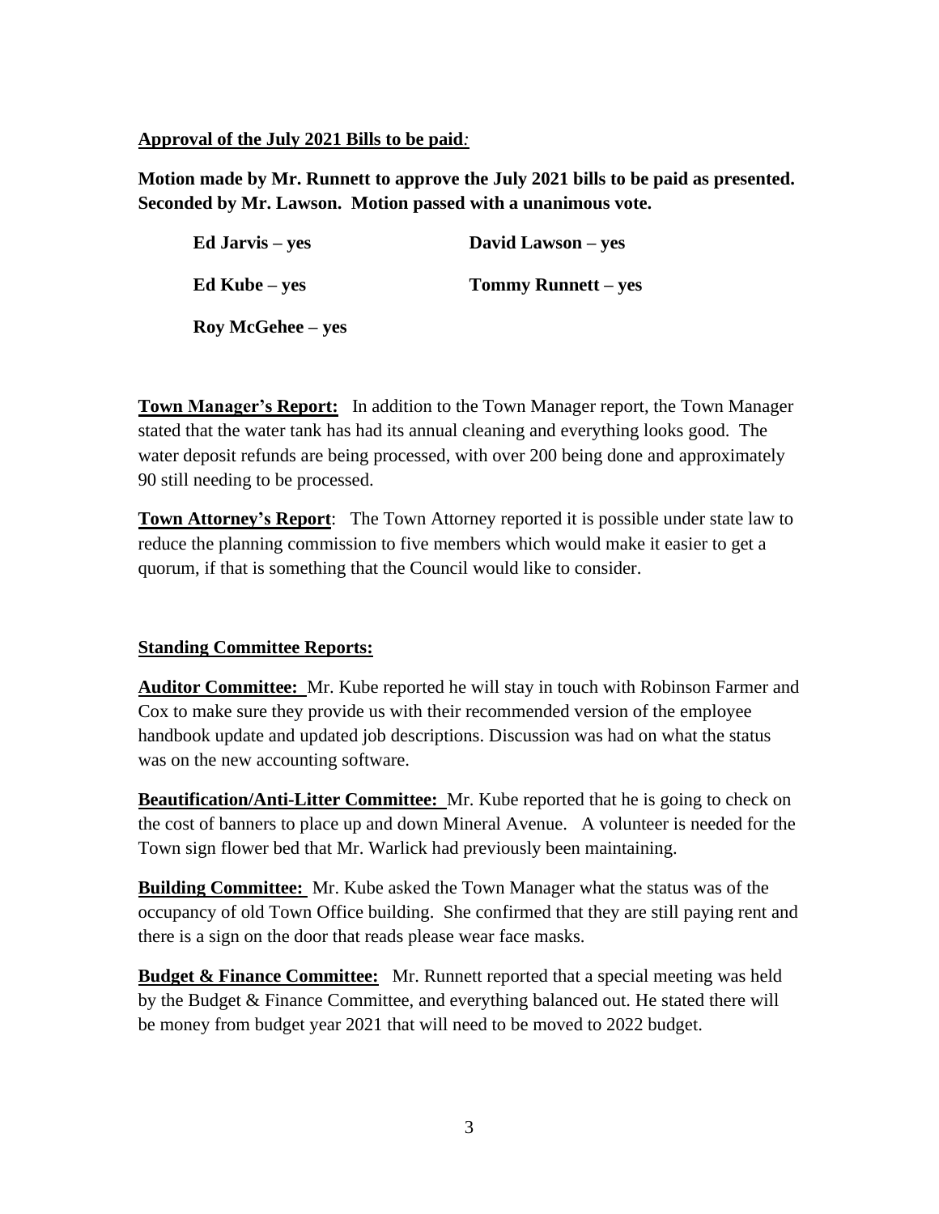**Approval of the July 2021 Bills to be paid***:*

**Motion made by Mr. Runnett to approve the July 2021 bills to be paid as presented. Seconded by Mr. Lawson. Motion passed with a unanimous vote.**

**Ed Jarvis – yes** &nbsp;&nbsp;&nbsp;&nbsp; **David Lawson – yes**

**Ed Kube – yes** &nbsp;&nbsp;&nbsp;&nbsp; **Tommy Runnett – yes**

**Roy McGehee – yes**

**Town Manager's Report:** In addition to the Town Manager report, the Town Manager stated that the water tank has had its annual cleaning and everything looks good. The water deposit refunds are being processed, with over 200 being done and approximately 90 still needing to be processed.

**Town Attorney's Report**: The Town Attorney reported it is possible under state law to reduce the planning commission to five members which would make it easier to get a quorum, if that is something that the Council would like to consider.

**Standing Committee Reports:**

**Auditor Committee:** Mr. Kube reported he will stay in touch with Robinson Farmer and Cox to make sure they provide us with their recommended version of the employee handbook update and updated job descriptions. Discussion was had on what the status was on the new accounting software.

**Beautification/Anti-Litter Committee:** Mr. Kube reported that he is going to check on the cost of banners to place up and down Mineral Avenue. A volunteer is needed for the Town sign flower bed that Mr. Warlick had previously been maintaining.

**Building Committee:** Mr. Kube asked the Town Manager what the status was of the occupancy of old Town Office building. She confirmed that they are still paying rent and there is a sign on the door that reads please wear face masks.

**Budget & Finance Committee:** Mr. Runnett reported that a special meeting was held by the Budget & Finance Committee, and everything balanced out. He stated there will be money from budget year 2021 that will need to be moved to 2022 budget.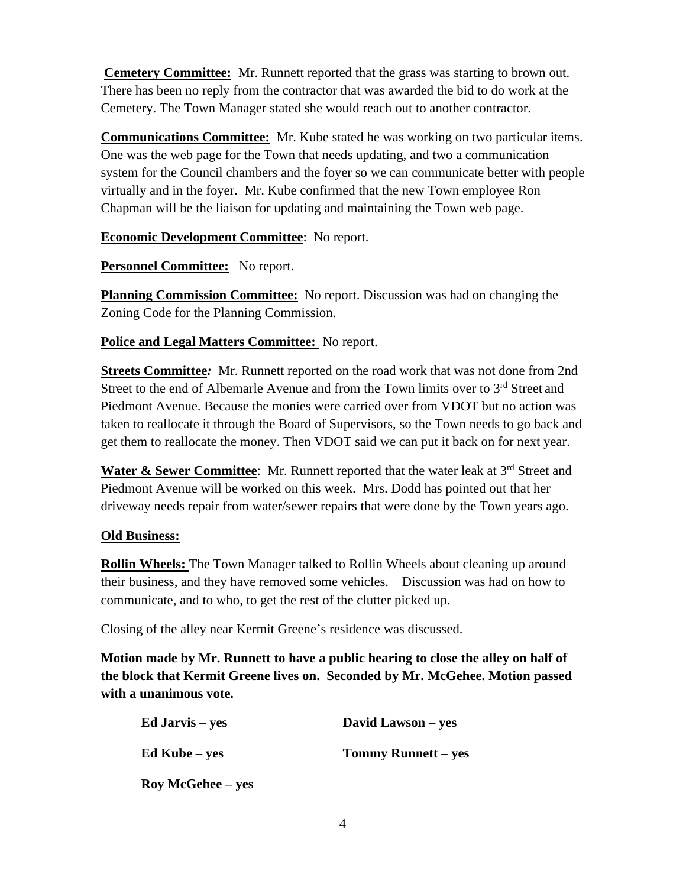**Cemetery Committee:** Mr. Runnett reported that the grass was starting to brown out. There has been no reply from the contractor that was awarded the bid to do work at the Cemetery. The Town Manager stated she would reach out to another contractor.

**Communications Committee:** Mr. Kube stated he was working on two particular items. One was the web page for the Town that needs updating, and two a communication system for the Council chambers and the foyer so we can communicate better with people virtually and in the foyer. Mr. Kube confirmed that the new Town employee Ron Chapman will be the liaison for updating and maintaining the Town web page.

**Economic Development Committee**: No report.

**Personnel Committee:** No report.

**Planning Commission Committee:** No report. Discussion was had on changing the Zoning Code for the Planning Commission.

**Police and Legal Matters Committee:** No report.

**Streets Committee***:* Mr. Runnett reported on the road work that was not done from 2nd Street to the end of Albemarle Avenue and from the Town limits over to 3rd Street and Piedmont Avenue. Because the monies were carried over from VDOT but no action was taken to reallocate it through the Board of Supervisors, so the Town needs to go back and get them to reallocate the money. Then VDOT said we can put it back on for next year.

**Water & Sewer Committee**: Mr. Runnett reported that the water leak at 3rd Street and Piedmont Avenue will be worked on this week. Mrs. Dodd has pointed out that her driveway needs repair from water/sewer repairs that were done by the Town years ago.

**Old Business:**

**Rollin Wheels:** The Town Manager talked to Rollin Wheels about cleaning up around their business, and they have removed some vehicles. Discussion was had on how to communicate, and to who, to get the rest of the clutter picked up.

Closing of the alley near Kermit Greene's residence was discussed.

**Motion made by Mr. Runnett to have a public hearing to close the alley on half of the block that Kermit Greene lives on. Seconded by Mr. McGehee. Motion passed with a unanimous vote.**

**Ed Jarvis – yes** | **David Lawson – yes**

**Ed Kube – yes** | **Tommy Runnett – yes**

**Roy McGehee – yes**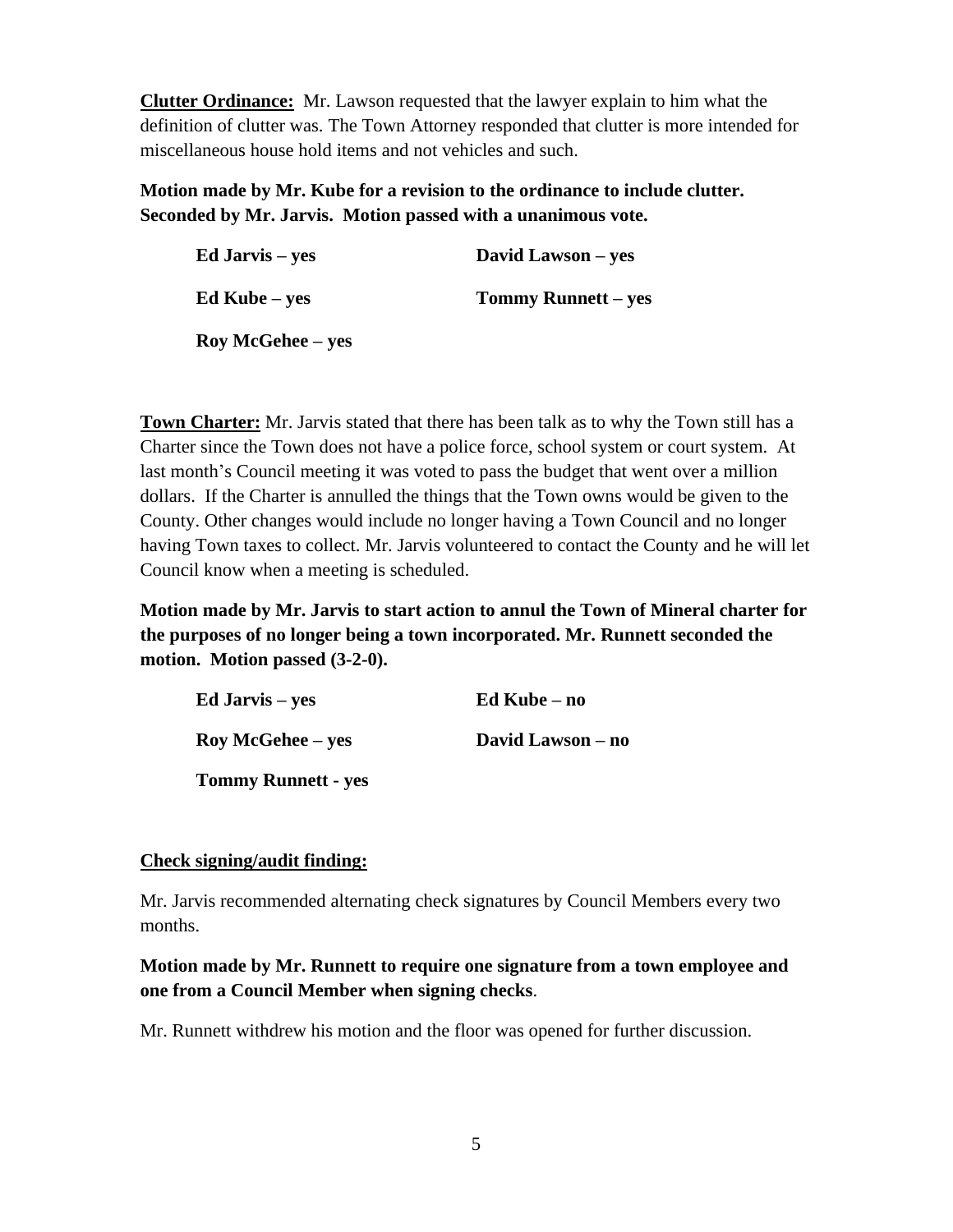**Clutter Ordinance:** Mr. Lawson requested that the lawyer explain to him what the definition of clutter was. The Town Attorney responded that clutter is more intended for miscellaneous house hold items and not vehicles and such.

**Motion made by Mr. Kube for a revision to the ordinance to include clutter. Seconded by Mr. Jarvis. Motion passed with a unanimous vote.**

**Ed Jarvis – yes**
**David Lawson – yes**
**Ed Kube – yes**
**Tommy Runnett – yes**
**Roy McGehee – yes**

**Town Charter:** Mr. Jarvis stated that there has been talk as to why the Town still has a Charter since the Town does not have a police force, school system or court system. At last month's Council meeting it was voted to pass the budget that went over a million dollars. If the Charter is annulled the things that the Town owns would be given to the County. Other changes would include no longer having a Town Council and no longer having Town taxes to collect. Mr. Jarvis volunteered to contact the County and he will let Council know when a meeting is scheduled.

**Motion made by Mr. Jarvis to start action to annul the Town of Mineral charter for the purposes of no longer being a town incorporated. Mr. Runnett seconded the motion. Motion passed (3-2-0).**

**Ed Jarvis – yes**
**Ed Kube – no**
**Roy McGehee – yes**
**David Lawson – no**
**Tommy Runnett - yes**

**Check signing/audit finding:**

Mr. Jarvis recommended alternating check signatures by Council Members every two months.

**Motion made by Mr. Runnett to require one signature from a town employee and one from a Council Member when signing checks**.

Mr. Runnett withdrew his motion and the floor was opened for further discussion.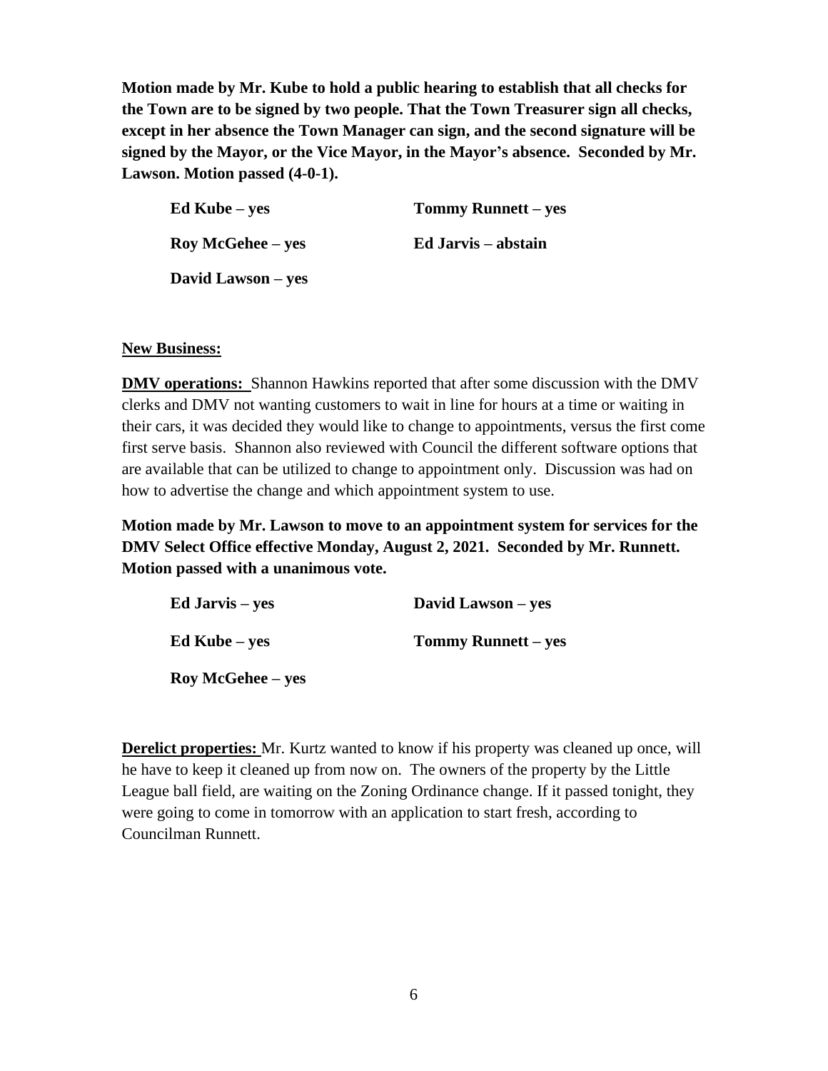**Motion made by Mr. Kube to hold a public hearing to establish that all checks for the Town are to be signed by two people. That the Town Treasurer sign all checks, except in her absence the Town Manager can sign, and the second signature will be signed by the Mayor, or the Vice Mayor, in the Mayor's absence. Seconded by Mr. Lawson. Motion passed (4-0-1).**

| | |
|---|---|
| **Ed Kube – yes** | **Tommy Runnett – yes** |
| **Roy McGehee – yes** | **Ed Jarvis – abstain** |
| **David Lawson – yes** | |

**New Business:**

**DMV operations:** Shannon Hawkins reported that after some discussion with the DMV clerks and DMV not wanting customers to wait in line for hours at a time or waiting in their cars, it was decided they would like to change to appointments, versus the first come first serve basis. Shannon also reviewed with Council the different software options that are available that can be utilized to change to appointment only. Discussion was had on how to advertise the change and which appointment system to use.

**Motion made by Mr. Lawson to move to an appointment system for services for the DMV Select Office effective Monday, August 2, 2021. Seconded by Mr. Runnett. Motion passed with a unanimous vote.**

| | |
|---|---|
| **Ed Jarvis – yes** | **David Lawson – yes** |
| **Ed Kube – yes** | **Tommy Runnett – yes** |
| **Roy McGehee – yes** | |

**Derelict properties:** Mr. Kurtz wanted to know if his property was cleaned up once, will he have to keep it cleaned up from now on. The owners of the property by the Little League ball field, are waiting on the Zoning Ordinance change. If it passed tonight, they were going to come in tomorrow with an application to start fresh, according to Councilman Runnett.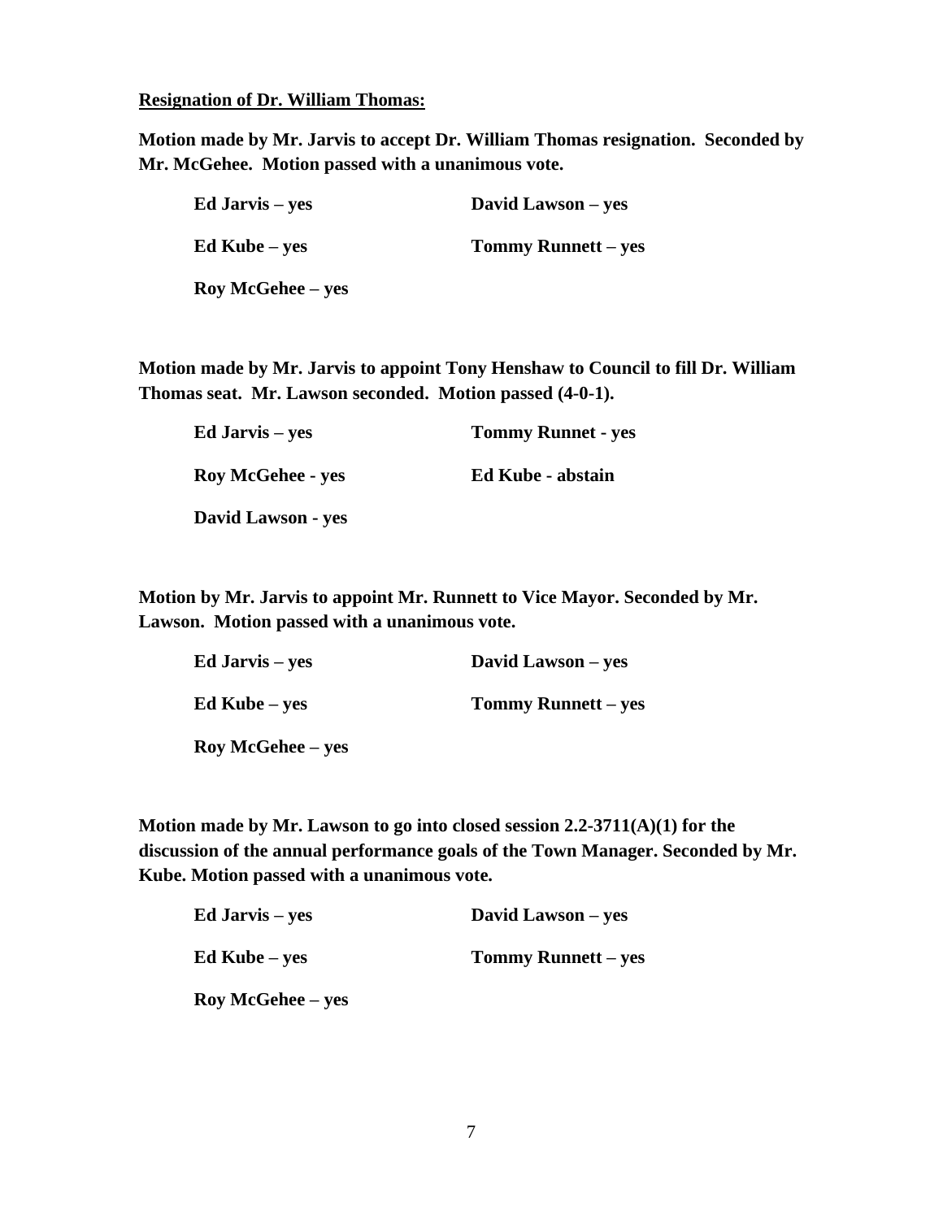**Resignation of Dr. William Thomas:**

**Motion made by Mr. Jarvis to accept Dr. William Thomas resignation. Seconded by Mr. McGehee. Motion passed with a unanimous vote.**

| | |
|---|---|
| **Ed Jarvis – yes** | **David Lawson – yes** |
| **Ed Kube – yes** | **Tommy Runnett – yes** |
| **Roy McGehee – yes** | |

**Motion made by Mr. Jarvis to appoint Tony Henshaw to Council to fill Dr. William Thomas seat. Mr. Lawson seconded. Motion passed (4-0-1).**

| | |
|---|---|
| **Ed Jarvis – yes** | **Tommy Runnet - yes** |
| **Roy McGehee - yes** | **Ed Kube - abstain** |
| **David Lawson - yes** | |

**Motion by Mr. Jarvis to appoint Mr. Runnett to Vice Mayor. Seconded by Mr. Lawson. Motion passed with a unanimous vote.**

| | |
|---|---|
| **Ed Jarvis – yes** | **David Lawson – yes** |
| **Ed Kube – yes** | **Tommy Runnett – yes** |
| **Roy McGehee – yes** | |

**Motion made by Mr. Lawson to go into closed session 2.2-3711(A)(1) for the discussion of the annual performance goals of the Town Manager. Seconded by Mr. Kube. Motion passed with a unanimous vote.**

| | |
|---|---|
| **Ed Jarvis – yes** | **David Lawson – yes** |
| **Ed Kube – yes** | **Tommy Runnett – yes** |
| **Roy McGehee – yes** | |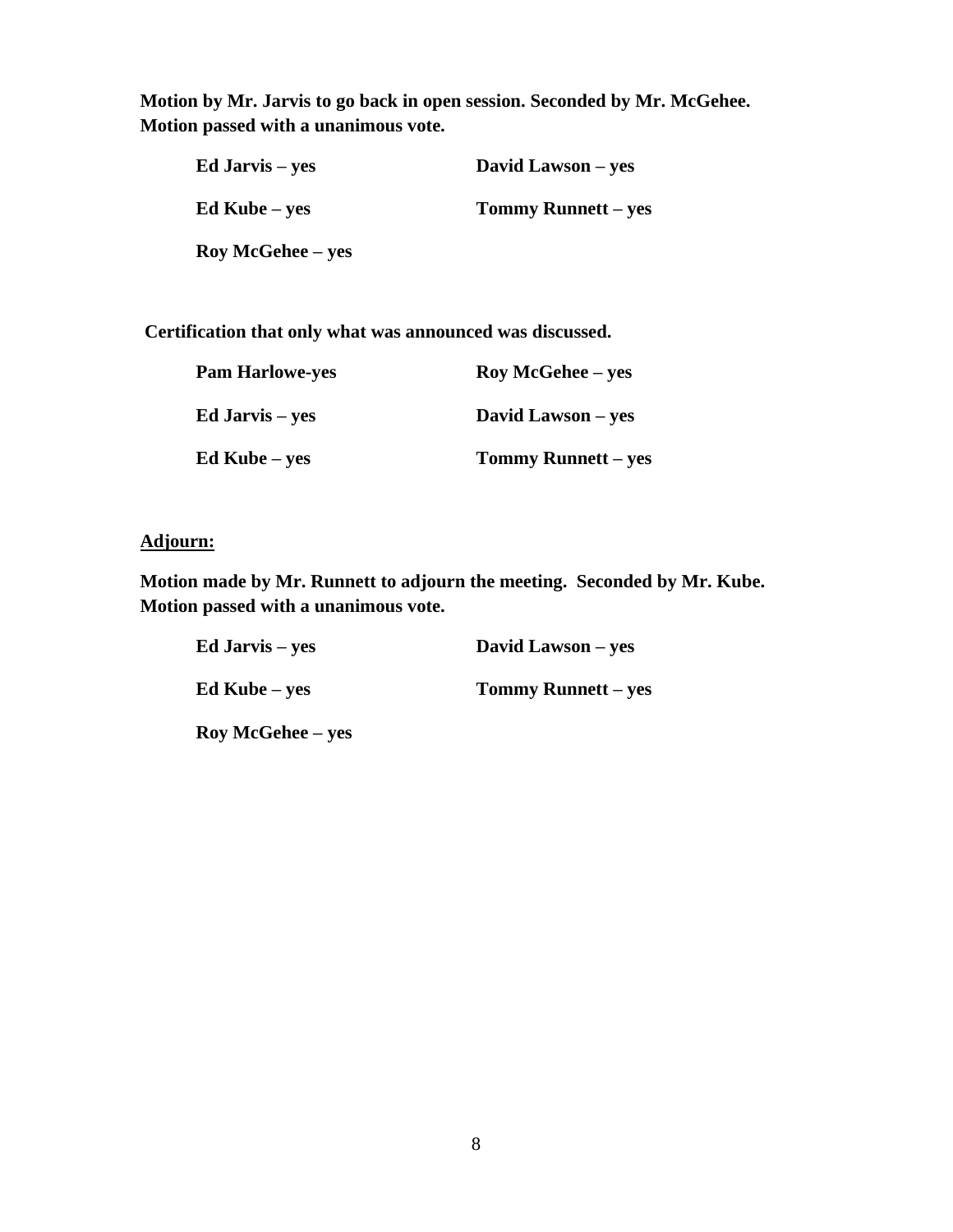**Motion by Mr. Jarvis to go back in open session. Seconded by Mr. McGehee. Motion passed with a unanimous vote.**

| | |
|---|---|
| **Ed Jarvis – yes** | **David Lawson – yes** |
| **Ed Kube – yes** | **Tommy Runnett – yes** |
| **Roy McGehee – yes** | |

**Certification that only what was announced was discussed.**

| | |
|---|---|
| **Pam Harlowe-yes** | **Roy McGehee – yes** |
| **Ed Jarvis – yes** | **David Lawson – yes** |
| **Ed Kube – yes** | **Tommy Runnett – yes** |

**Adjourn:**

**Motion made by Mr. Runnett to adjourn the meeting. Seconded by Mr. Kube. Motion passed with a unanimous vote.**

| | |
|---|---|
| **Ed Jarvis – yes** | **David Lawson – yes** |
| **Ed Kube – yes** | **Tommy Runnett – yes** |
| **Roy McGehee – yes** | |